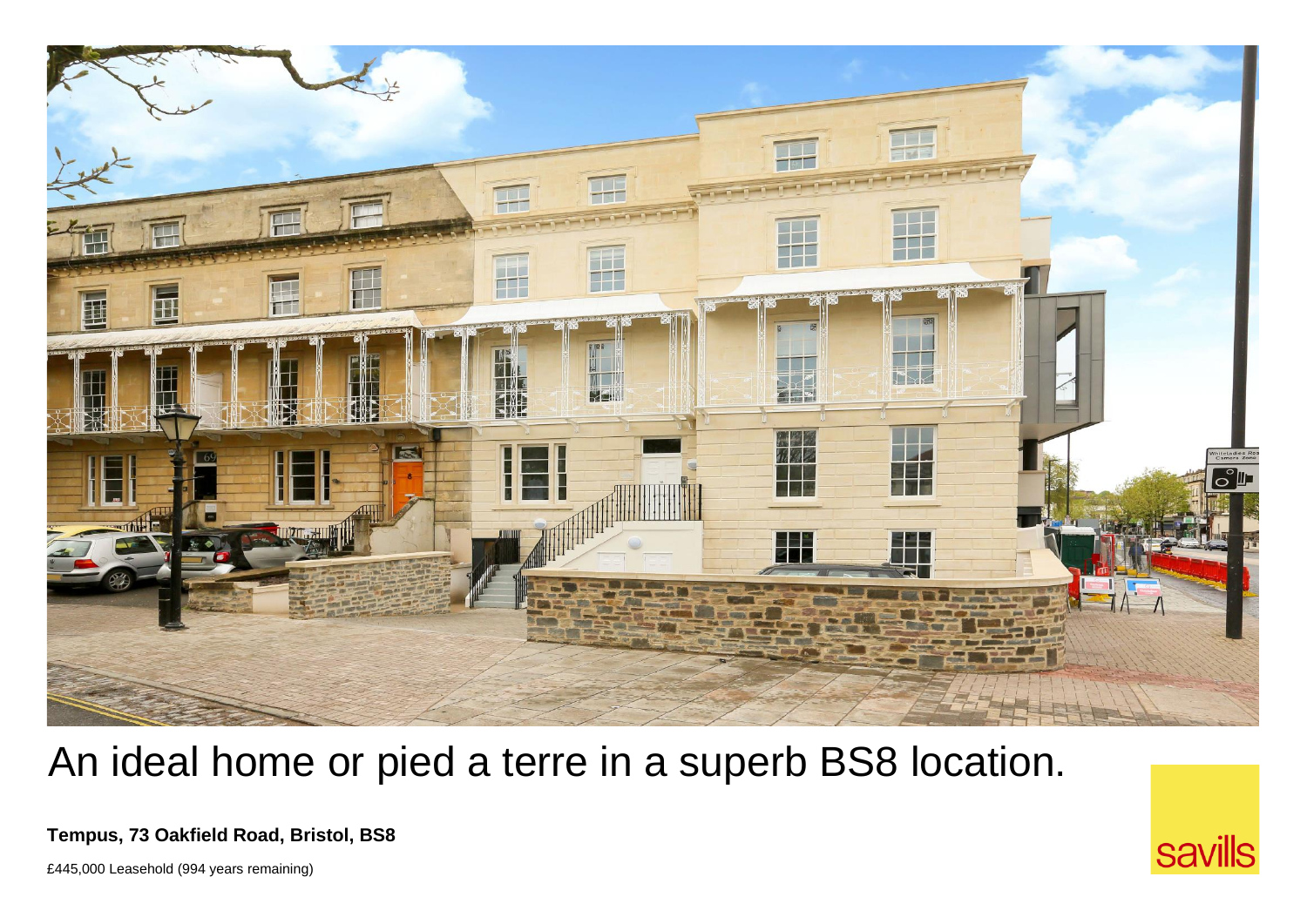# An ideal home or pied a terre in a superb BS8 location.

**Tempus, 73 Oakfield Road, Bristol, BS8**

£445,000 Leasehold (994 years remaining)

savills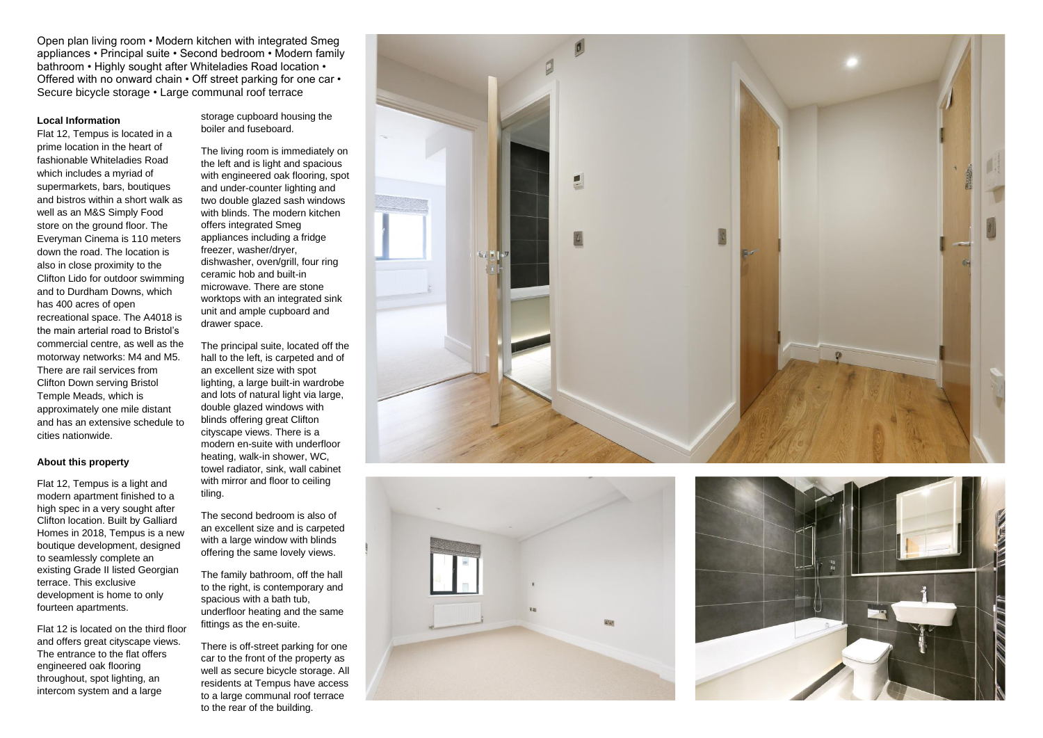Open plan living room • Modern kitchen with integrated Smeg appliances • Principal suite • Second bedroom • Modern family bathroom • Highly sought after Whiteladies Road location • Offered with no onward chain • Off street parking for one car • Secure bicycle storage • Large communal roof terrace

**Local Information**

Flat 12, Tempus is located in a prime location in the heart of fashionable Whiteladies Road which includes a myriad of supermarkets, bars, boutiques and bistros within a short walk as well as an M&S Simply Food store on the ground floor. The Everyman Cinema is 110 meters down the road. The location is also in close proximity to the Clifton Lido for outdoor swimming and to Durdham Downs, which has 400 acres of open recreational space. The A4018 is the main arterial road to Bristol's commercial centre, as well as the motorway networks: M4 and M5. There are rail services from Clifton Down serving Bristol Temple Meads, which is approximately one mile distant and has an extensive schedule to cities nationwide.

**About this property**

Flat 12, Tempus is a light and modern apartment finished to a high spec in a very sought after Clifton location. Built by Galliard Homes in 2018, Tempus is a new boutique development, designed to seamlessly complete an existing Grade II listed Georgian terrace. This exclusive development is home to only fourteen apartments.

Flat 12 is located on the third floor and offers great cityscape views. The entrance to the flat offers engineered oak flooring throughout, spot lighting, an intercom system and a large storage cupboard housing the boiler and fuseboard.

The living room is immediately on the left and is light and spacious with engineered oak flooring, spot and under-counter lighting and two double glazed sash windows with blinds. The modern kitchen offers integrated Smeg appliances including a fridge freezer, washer/dryer, dishwasher, oven/grill, four ring ceramic hob and built-in microwave. There are stone worktops with an integrated sink unit and ample cupboard and drawer space.

The principal suite, located off the hall to the left, is carpeted and of an excellent size with spot lighting, a large built-in wardrobe and lots of natural light via large, double glazed windows with blinds offering great Clifton cityscape views. There is a modern en-suite with underfloor heating, walk-in shower, WC, towel radiator, sink, wall cabinet with mirror and floor to ceiling tiling.

The second bedroom is also of an excellent size and is carpeted with a large window with blinds offering the same lovely views.

The family bathroom, off the hall to the right, is contemporary and spacious with a bath tub, underfloor heating and the same fittings as the en-suite.

There is off-street parking for one car to the front of the property as well as secure bicycle storage. All residents at Tempus have access to a large communal roof terrace to the rear of the building.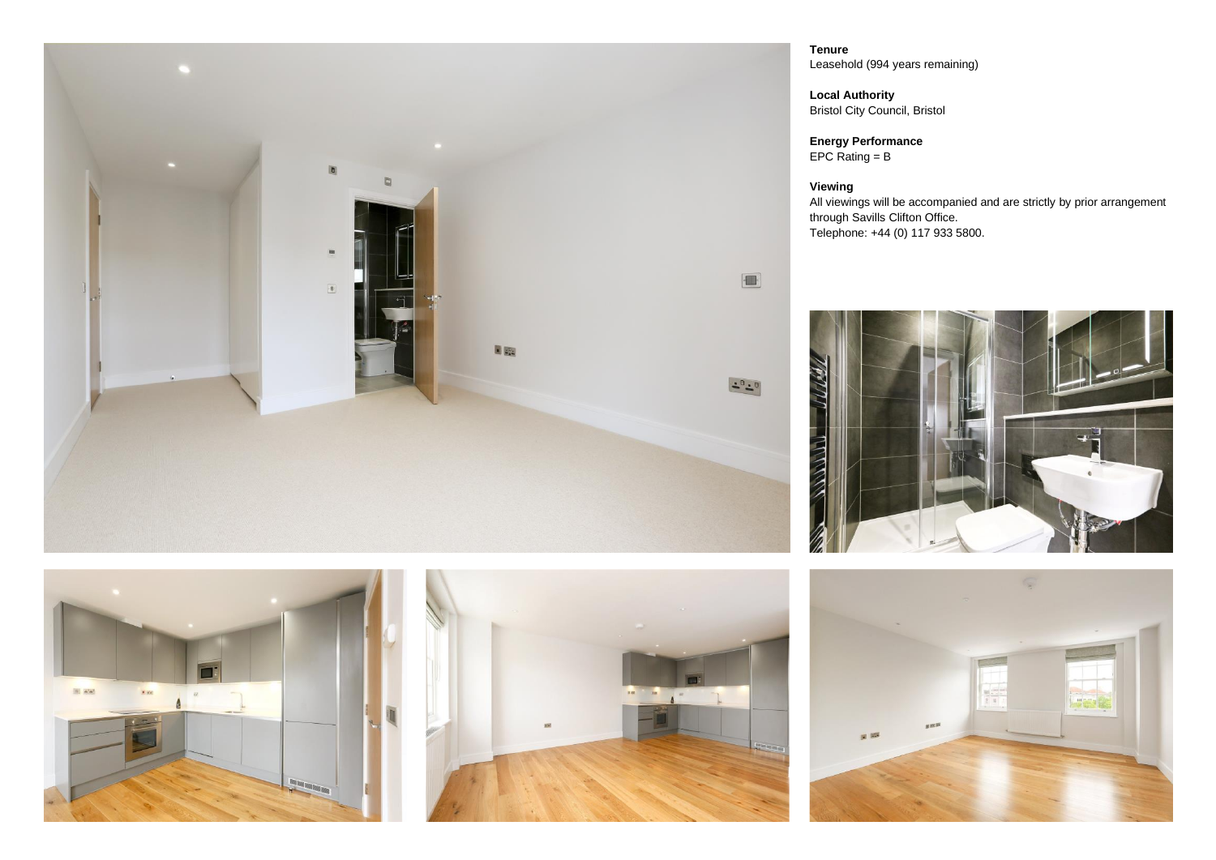**Tenure**
Leasehold (994 years remaining)

**Local Authority**
Bristol City Council, Bristol

**Energy Performance**
EPC Rating = B

**Viewing**
All viewings will be accompanied and are strictly by prior arrangement through Savills Clifton Office.
Telephone: +44 (0) 117 933 5800.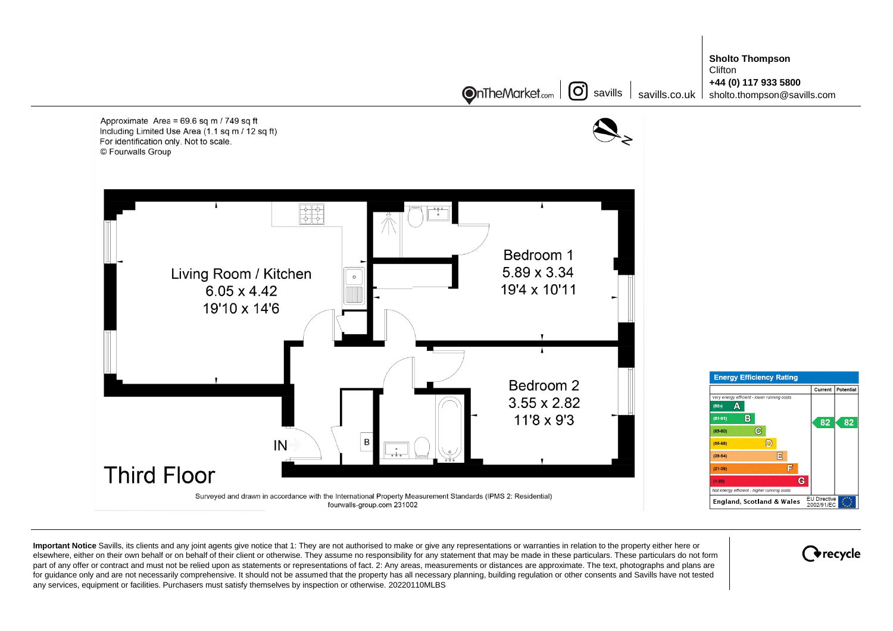Sholto Thompson
Clifton
**+44 (0) 117 933 5800**
sholto.thompson@savills.com

OnTheMarket.com | savills | savills.co.uk

Approximate Area = 69.6 sq m / 749 sq ft
Including Limited Use Area (1.1 sq m / 12 sq ft)
For identification only. Not to scale.
© Fourwalls Group

Living Room / Kitchen
6.05 x 4.42
19'10 x 14'6

Bedroom 1
5.89 x 3.34
19'4 x 10'11

Bedroom 2
3.55 x 2.82
11'8 x 9'3

IN

B

# Third Floor

Surveyed and drawn in accordance with the International Property Measurement Standards (IPMS 2: Residential)
fourwalls-group.com 231002

Energy Efficiency Rating

Current | Potential

Very energy efficient - lower running costs
(92+) A
(81-91) B
(69-80) C
(55-68) D
(39-54) E
(21-38) F
(1-20) G
Not energy efficient - higher running costs

82
82

England, Scotland & Wales
EU Directive 2002/91/EC

**Important Notice** Savills, its clients and any joint agents give notice that 1: They are not authorised to make or give any representations or warranties in relation to the property either here or elsewhere, either on their own behalf or on behalf of their client or otherwise. They assume no responsibility for any statement that may be made in these particulars. These particulars do not form part of any offer or contract and must not be relied upon as statements or representations of fact. 2: Any areas, measurements or distances are approximate. The text, photographs and plans are for guidance only and are not necessarily comprehensive. It should not be assumed that the property has all necessary planning, building regulation or other consents and Savills have not tested any services, equipment or facilities. Purchasers must satisfy themselves by inspection or otherwise. 20220110MLBS

recycle